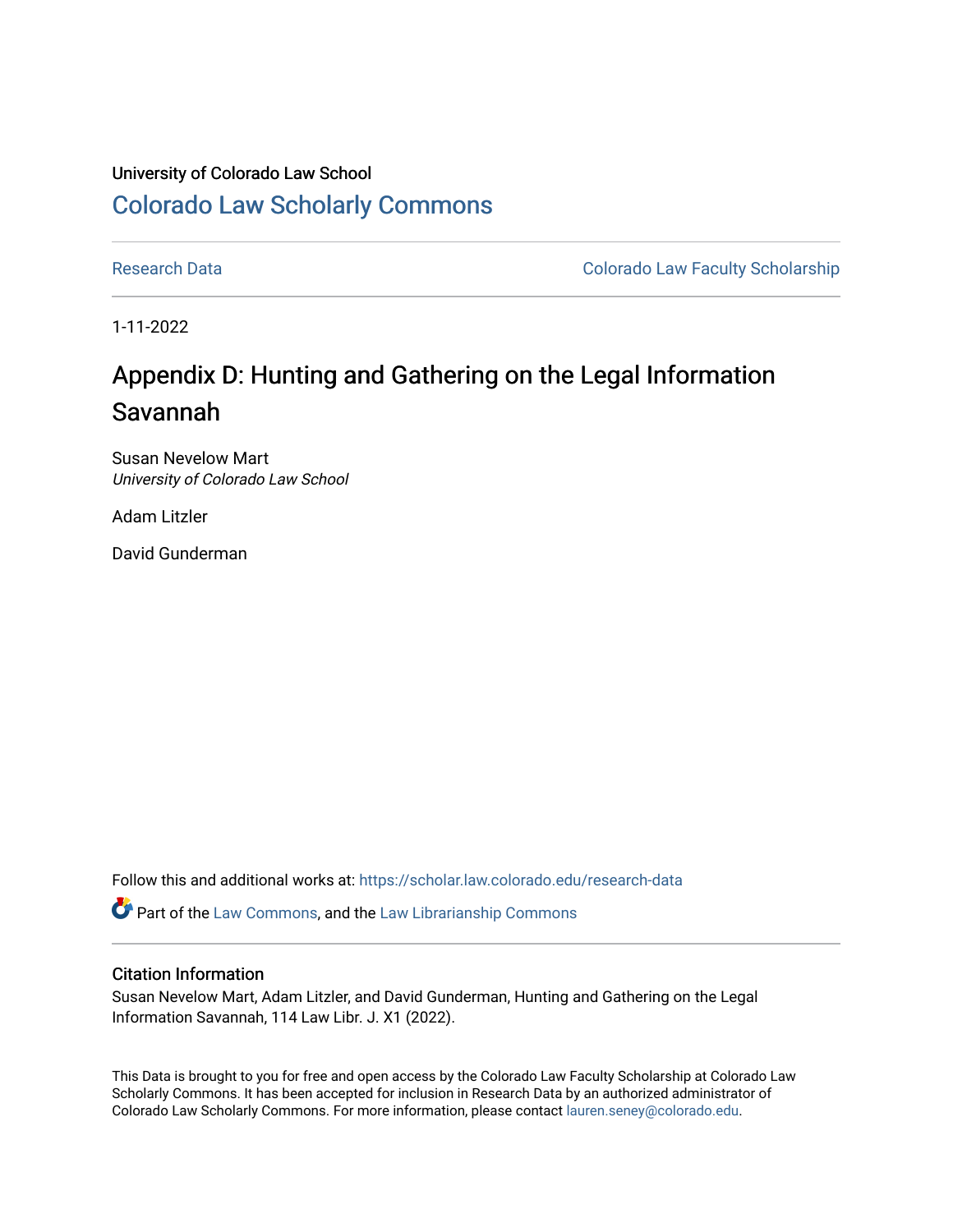University of Colorado Law School

# Colorado Law Scholarly Commons

Research Data | Colorado Law Faculty Scholarship

1-11-2022

## Appendix D: Hunting and Gathering on the Legal Information Savannah

Susan Nevelow Mart
*University of Colorado Law School*

Adam Litzler

David Gunderman

Follow this and additional works at: https://scholar.law.colorado.edu/research-data

Part of the Law Commons, and the Law Librarianship Commons

### Citation Information

Susan Nevelow Mart, Adam Litzler, and David Gunderman, Hunting and Gathering on the Legal Information Savannah, 114 Law Libr. J. X1 (2022).

This Data is brought to you for free and open access by the Colorado Law Faculty Scholarship at Colorado Law Scholarly Commons. It has been accepted for inclusion in Research Data by an authorized administrator of Colorado Law Scholarly Commons. For more information, please contact lauren.seney@colorado.edu.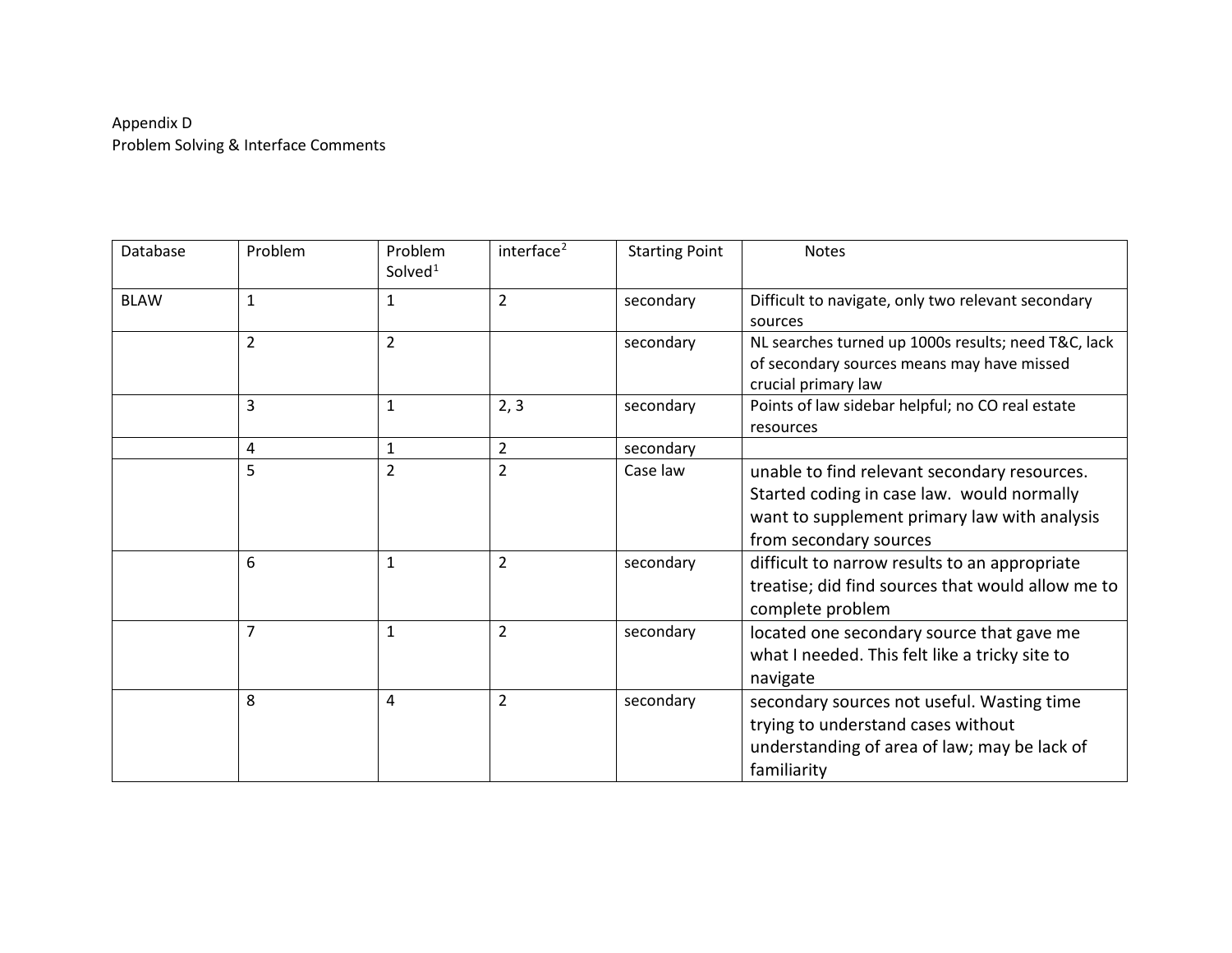Appendix D
Problem Solving & Interface Comments

| Database | Problem | Problem Solved[1] | interface[2] | Starting Point | Notes |
|---|---|---|---|---|---|
| BLAW | 1 | 1 | 2 | secondary | Difficult to navigate, only two relevant secondary sources |
| | 2 | 2 | | secondary | NL searches turned up 1000s results; need T&C, lack of secondary sources means may have missed crucial primary law |
| | 3 | 1 | 2, 3 | secondary | Points of law sidebar helpful; no CO real estate resources |
| | 4 | 1 | 2 | secondary | |
| | 5 | 2 | 2 | Case law | unable to find relevant secondary resources. Started coding in case law. would normally want to supplement primary law with analysis from secondary sources |
| | 6 | 1 | 2 | secondary | difficult to narrow results to an appropriate treatise; did find sources that would allow me to complete problem |
| | 7 | 1 | 2 | secondary | located one secondary source that gave me what I needed. This felt like a tricky site to navigate |
| | 8 | 4 | 2 | secondary | secondary sources not useful. Wasting time trying to understand cases without understanding of area of law; may be lack of familiarity |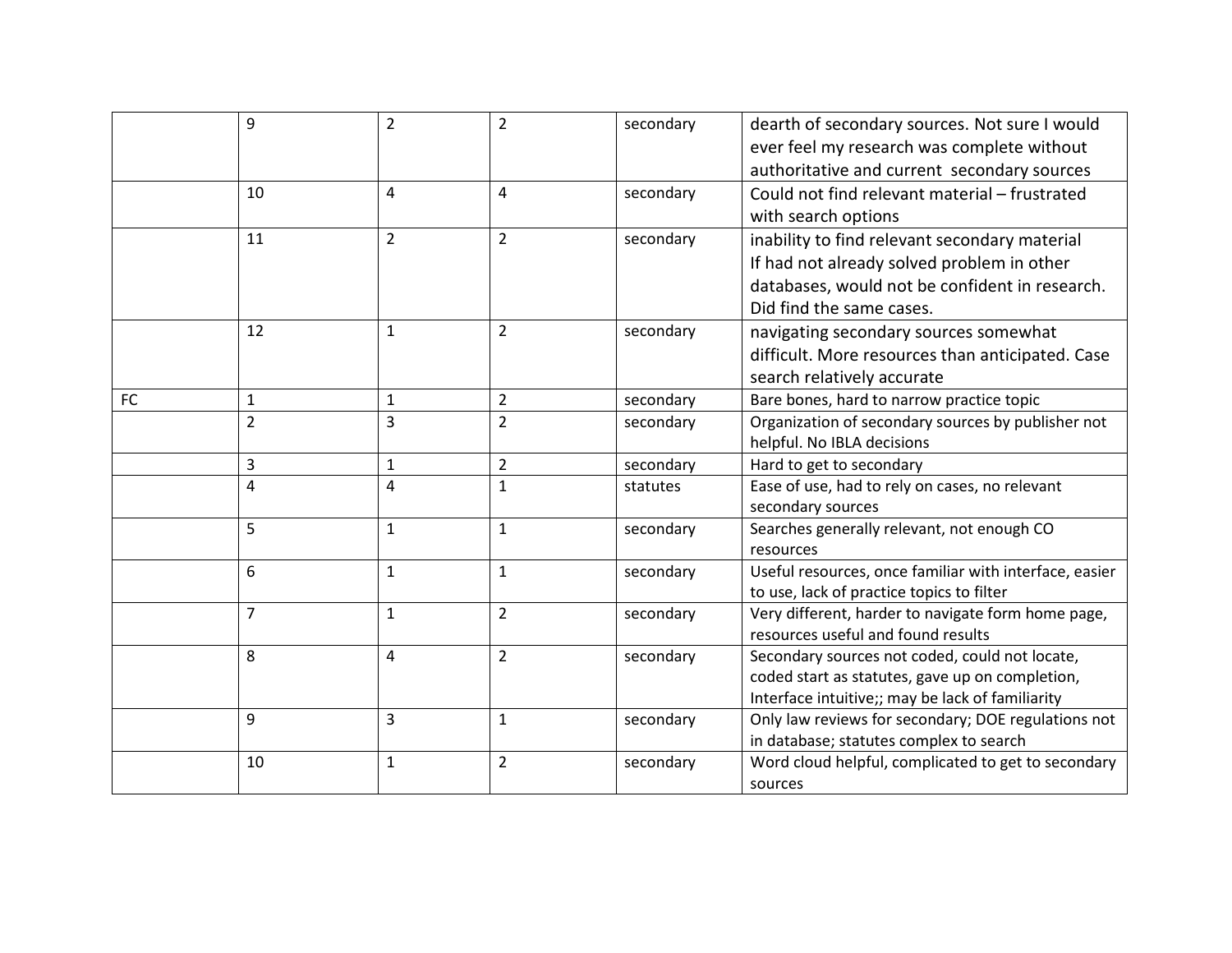| | | | | | |
|---|---|---|---|---|---|
| | 9 | 2 | 2 | secondary | dearth of secondary sources. Not sure I would ever feel my research was complete without authoritative and current  secondary sources |
| | 10 | 4 | 4 | secondary | Could not find relevant material – frustrated with search options |
| | 11 | 2 | 2 | secondary | inability to find relevant secondary material If had not already solved problem in other databases, would not be confident in research. Did find the same cases. |
| | 12 | 1 | 2 | secondary | navigating secondary sources somewhat difficult. More resources than anticipated. Case search relatively accurate |
| FC | 1 | 1 | 2 | secondary | Bare bones, hard to narrow practice topic |
| | 2 | 3 | 2 | secondary | Organization of secondary sources by publisher not helpful. No IBLA decisions |
| | 3 | 1 | 2 | secondary | Hard to get to secondary |
| | 4 | 4 | 1 | statutes | Ease of use, had to rely on cases, no relevant secondary sources |
| | 5 | 1 | 1 | secondary | Searches generally relevant, not enough CO resources |
| | 6 | 1 | 1 | secondary | Useful resources, once familiar with interface, easier to use, lack of practice topics to filter |
| | 7 | 1 | 2 | secondary | Very different, harder to navigate form home page, resources useful and found results |
| | 8 | 4 | 2 | secondary | Secondary sources not coded, could not locate, coded start as statutes, gave up on completion, Interface intuitive;; may be lack of familiarity |
| | 9 | 3 | 1 | secondary | Only law reviews for secondary; DOE regulations not in database; statutes complex to search |
| | 10 | 1 | 2 | secondary | Word cloud helpful, complicated to get to secondary sources |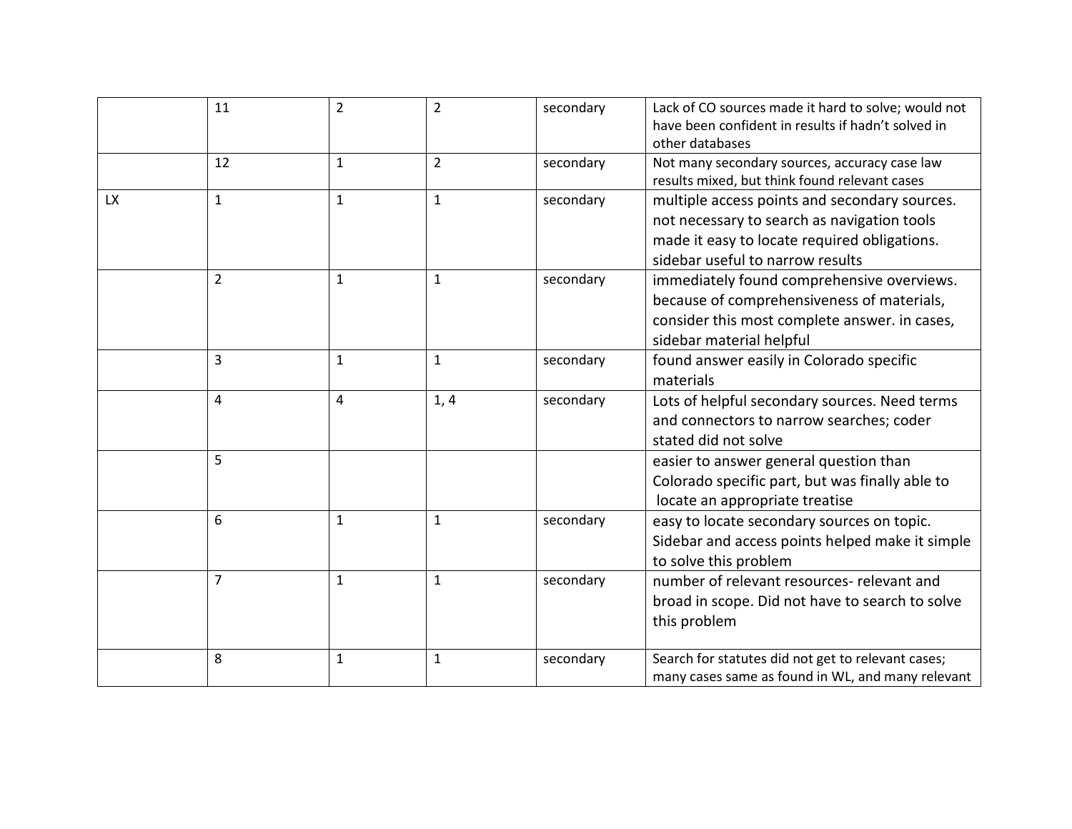| | | | | | |
|---|---|---|---|---|---|
| | 11 | 2 | 2 | secondary | Lack of CO sources made it hard to solve; would not have been confident in results if hadn't solved in other databases |
| | 12 | 1 | 2 | secondary | Not many secondary sources, accuracy case law results mixed, but think found relevant cases |
| LX | 1 | 1 | 1 | secondary | multiple access points and secondary sources. not necessary to search as navigation tools made it easy to locate required obligations. sidebar useful to narrow results |
| | 2 | 1 | 1 | secondary | immediately found comprehensive overviews. because of comprehensiveness of materials, consider this most complete answer. in cases, sidebar material helpful |
| | 3 | 1 | 1 | secondary | found answer easily in Colorado specific materials |
| | 4 | 4 | 1, 4 | secondary | Lots of helpful secondary sources. Need terms and connectors to narrow searches; coder stated did not solve |
| | 5 | | | | easier to answer general question than Colorado specific part, but was finally able to locate an appropriate treatise |
| | 6 | 1 | 1 | secondary | easy to locate secondary sources on topic. Sidebar and access points helped make it simple to solve this problem |
| | 7 | 1 | 1 | secondary | number of relevant resources- relevant and broad in scope. Did not have to search to solve this problem |
| | 8 | 1 | 1 | secondary | Search for statutes did not get to relevant cases; many cases same as found in WL, and many relevant |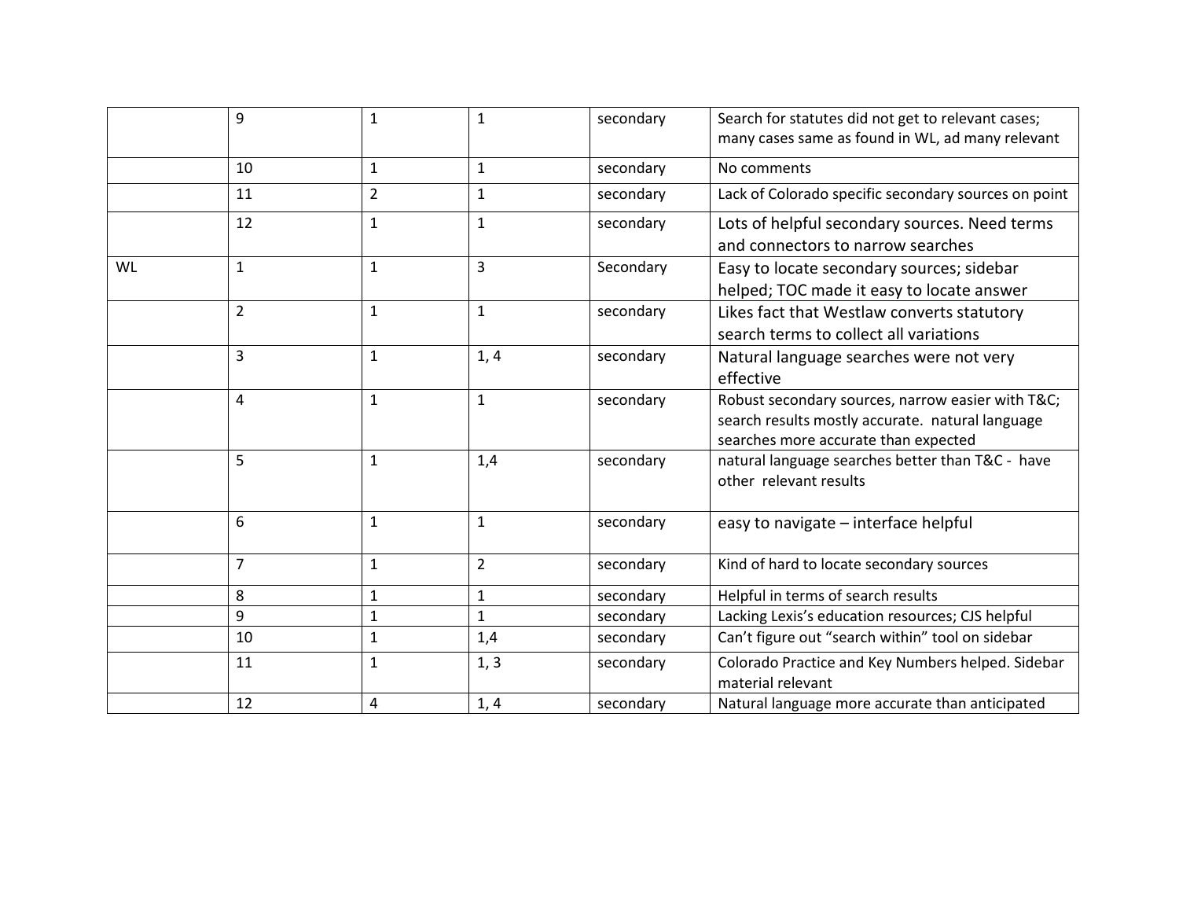| | | | | | |
|---|---|---|---|---|---|
| | 9 | 1 | 1 | secondary | Search for statutes did not get to relevant cases; many cases same as found in WL, ad many relevant |
| | 10 | 1 | 1 | secondary | No comments |
| | 11 | 2 | 1 | secondary | Lack of Colorado specific secondary sources on point |
| | 12 | 1 | 1 | secondary | Lots of helpful secondary sources. Need terms and connectors to narrow searches |
| WL | 1 | 1 | 3 | Secondary | Easy to locate secondary sources; sidebar helped; TOC made it easy to locate answer |
| | 2 | 1 | 1 | secondary | Likes fact that Westlaw converts statutory search terms to collect all variations |
| | 3 | 1 | 1, 4 | secondary | Natural language searches were not very effective |
| | 4 | 1 | 1 | secondary | Robust secondary sources, narrow easier with T&C; search results mostly accurate. natural language searches more accurate than expected |
| | 5 | 1 | 1,4 | secondary | natural language searches better than T&C - have other relevant results |
| | 6 | 1 | 1 | secondary | easy to navigate – interface helpful |
| | 7 | 1 | 2 | secondary | Kind of hard to locate secondary sources |
| | 8 | 1 | 1 | secondary | Helpful in terms of search results |
| | 9 | 1 | 1 | secondary | Lacking Lexis's education resources; CJS helpful |
| | 10 | 1 | 1,4 | secondary | Can't figure out "search within" tool on sidebar |
| | 11 | 1 | 1, 3 | secondary | Colorado Practice and Key Numbers helped. Sidebar material relevant |
| | 12 | 4 | 1, 4 | secondary | Natural language more accurate than anticipated |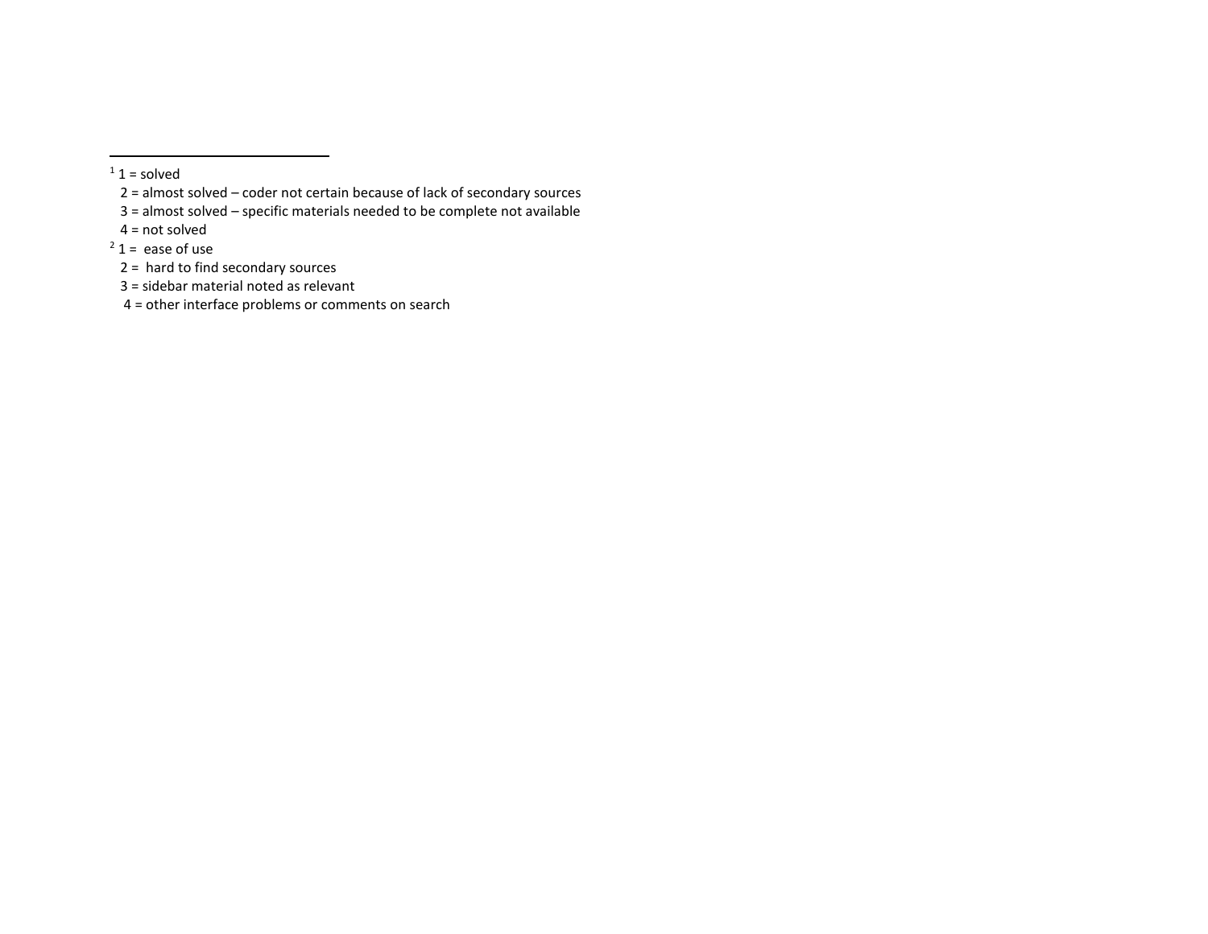[1] 1 = solved

2 = almost solved – coder not certain because of lack of secondary sources

3 = almost solved – specific materials needed to be complete not available

4 = not solved

[2] 1 = ease of use

2 = hard to find secondary sources

3 = sidebar material noted as relevant

4 = other interface problems or comments on search